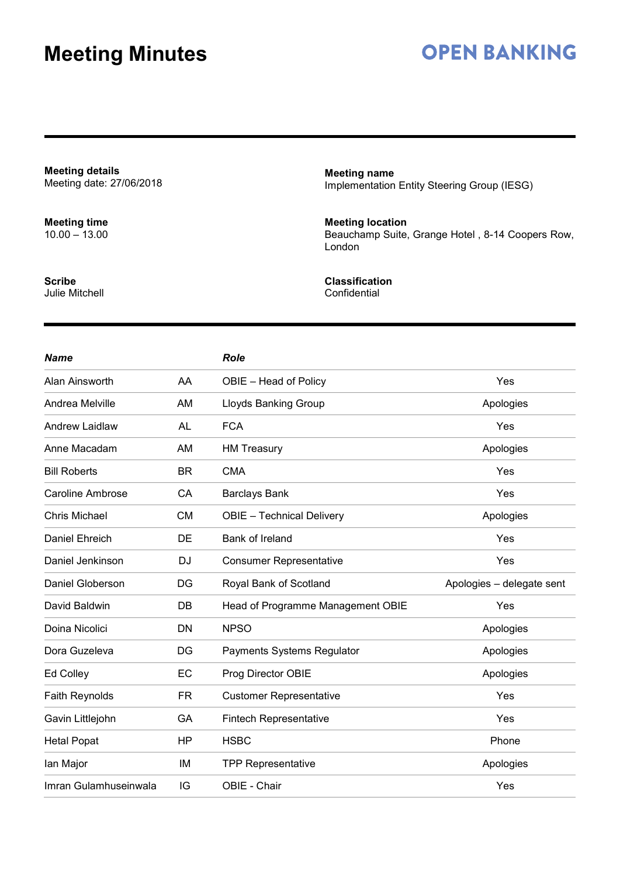# Meeting Minutes

**OPEN BANKING**

**Meeting details**
Meeting date: 27/06/2018

**Meeting name**
Implementation Entity Steering Group (IESG)

**Meeting time**
10.00 – 13.00

**Meeting location**
Beauchamp Suite, Grange Hotel , 8-14 Coopers Row, London

**Scribe**
Julie Mitchell

**Classification**
Confidential

| *Name* | | *Role* | |
|---|---|---|---|
| Alan Ainsworth | AA | OBIE – Head of Policy | Yes |
| Andrea Melville | AM | Lloyds Banking Group | Apologies |
| Andrew Laidlaw | AL | FCA | Yes |
| Anne Macadam | AM | HM Treasury | Apologies |
| Bill Roberts | BR | CMA | Yes |
| Caroline Ambrose | CA | Barclays Bank | Yes |
| Chris Michael | CM | OBIE – Technical Delivery | Apologies |
| Daniel Ehreich | DE | Bank of Ireland | Yes |
| Daniel Jenkinson | DJ | Consumer Representative | Yes |
| Daniel Globerson | DG | Royal Bank of Scotland | Apologies – delegate sent |
| David Baldwin | DB | Head of Programme Management OBIE | Yes |
| Doina Nicolici | DN | NPSO | Apologies |
| Dora Guzeleva | DG | Payments Systems Regulator | Apologies |
| Ed Colley | EC | Prog Director OBIE | Apologies |
| Faith Reynolds | FR | Customer Representative | Yes |
| Gavin Littlejohn | GA | Fintech Representative | Yes |
| Hetal Popat | HP | HSBC | Phone |
| Ian Major | IM | TPP Representative | Apologies |
| Imran Gulamhuseinwala | IG | OBIE - Chair | Yes |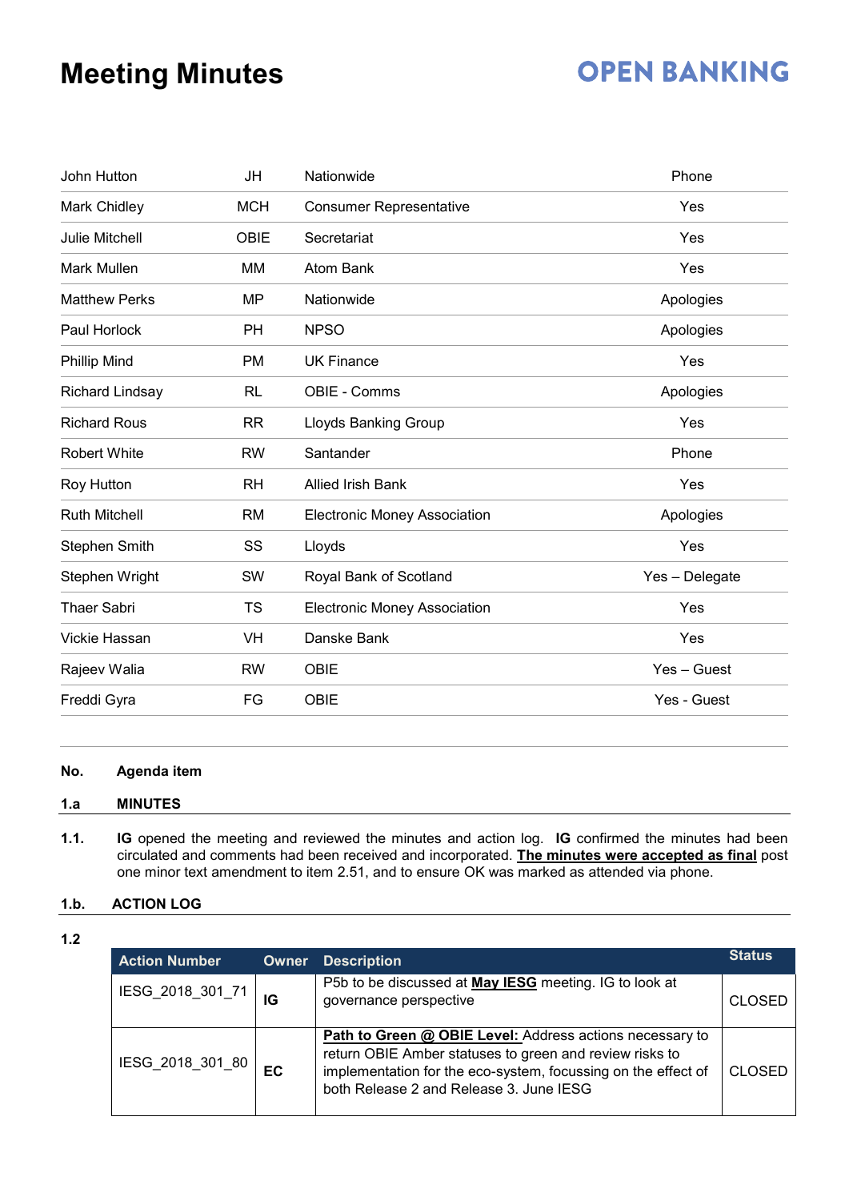# Meeting Minutes

| | | | |
|---|---|---|---|
| John Hutton | JH | Nationwide | Phone |
| Mark Chidley | MCH | Consumer Representative | Yes |
| Julie Mitchell | OBIE | Secretariat | Yes |
| Mark Mullen | MM | Atom Bank | Yes |
| Matthew Perks | MP | Nationwide | Apologies |
| Paul Horlock | PH | NPSO | Apologies |
| Phillip Mind | PM | UK Finance | Yes |
| Richard Lindsay | RL | OBIE - Comms | Apologies |
| Richard Rous | RR | Lloyds Banking Group | Yes |
| Robert White | RW | Santander | Phone |
| Roy Hutton | RH | Allied Irish Bank | Yes |
| Ruth Mitchell | RM | Electronic Money Association | Apologies |
| Stephen Smith | SS | Lloyds | Yes |
| Stephen Wright | SW | Royal Bank of Scotland | Yes – Delegate |
| Thaer Sabri | TS | Electronic Money Association | Yes |
| Vickie Hassan | VH | Danske Bank | Yes |
| Rajeev Walia | RW | OBIE | Yes – Guest |
| Freddi Gyra | FG | OBIE | Yes - Guest |

**No. Agenda item**

**1.a MINUTES**

**1.1.** **IG** opened the meeting and reviewed the minutes and action log. **IG** confirmed the minutes had been circulated and comments had been received and incorporated. **The minutes were accepted as final** post one minor text amendment to item 2.51, and to ensure OK was marked as attended via phone.

**1.b. ACTION LOG**

**1.2**

| Action Number | Owner | Description | Status |
|---|---|---|---|
| IESG_2018_301_71 | **IG** | P5b to be discussed at **May IESG** meeting. IG to look at governance perspective | CLOSED |
| IESG_2018_301_80 | **EC** | **Path to Green @ OBIE Level:** Address actions necessary to return OBIE Amber statuses to green and review risks to implementation for the eco-system, focussing on the effect of both Release 2 and Release 3. June IESG | CLOSED |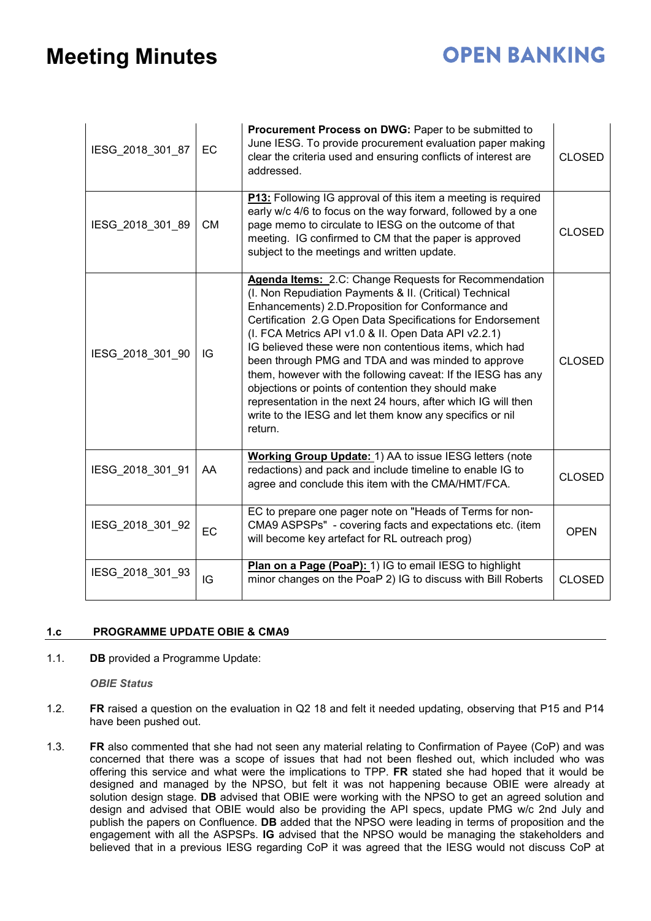| | | | |
|---|---|---|---|
| IESG_2018_301_87 | EC | **Procurement Process on DWG:** Paper to be submitted to June IESG. To provide procurement evaluation paper making clear the criteria used and ensuring conflicts of interest are addressed. | CLOSED |
| IESG_2018_301_89 | CM | **P13:** Following IG approval of this item a meeting is required early w/c 4/6 to focus on the way forward, followed by a one page memo to circulate to IESG on the outcome of that meeting. IG confirmed to CM that the paper is approved subject to the meetings and written update. | CLOSED |
| IESG_2018_301_90 | IG | **Agenda Items:** 2.C: Change Requests for Recommendation (I. Non Repudiation Payments & II. (Critical) Technical Enhancements) 2.D.Proposition for Conformance and Certification 2.G Open Data Specifications for Endorsement (I. FCA Metrics API v1.0 & II. Open Data API v2.2.1) IG believed these were non contentious items, which had been through PMG and TDA and was minded to approve them, however with the following caveat: If the IESG has any objections or points of contention they should make representation in the next 24 hours, after which IG will then write to the IESG and let them know any specifics or nil return. | CLOSED |
| IESG_2018_301_91 | AA | **Working Group Update:** 1) AA to issue IESG letters (note redactions) and pack and include timeline to enable IG to agree and conclude this item with the CMA/HMT/FCA. | CLOSED |
| IESG_2018_301_92 | EC | EC to prepare one pager note on "Heads of Terms for non-CMA9 ASPSPs" - covering facts and expectations etc. (item will become key artefact for RL outreach prog) | OPEN |
| IESG_2018_301_93 | IG | **Plan on a Page (PoaP):** 1) IG to email IESG to highlight minor changes on the PoaP 2) IG to discuss with Bill Roberts | CLOSED |

## 1.c PROGRAMME UPDATE OBIE & CMA9

1.1. **DB** provided a Programme Update:

*OBIE Status*

1.2. **FR** raised a question on the evaluation in Q2 18 and felt it needed updating, observing that P15 and P14 have been pushed out.

1.3. **FR** also commented that she had not seen any material relating to Confirmation of Payee (CoP) and was concerned that there was a scope of issues that had not been fleshed out, which included who was offering this service and what were the implications to TPP. **FR** stated she had hoped that it would be designed and managed by the NPSO, but felt it was not happening because OBIE were already at solution design stage. **DB** advised that OBIE were working with the NPSO to get an agreed solution and design and advised that OBIE would also be providing the API specs, update PMG w/c 2nd July and publish the papers on Confluence. **DB** added that the NPSO were leading in terms of proposition and the engagement with all the ASPSPs. **IG** advised that the NPSO would be managing the stakeholders and believed that in a previous IESG regarding CoP it was agreed that the IESG would not discuss CoP at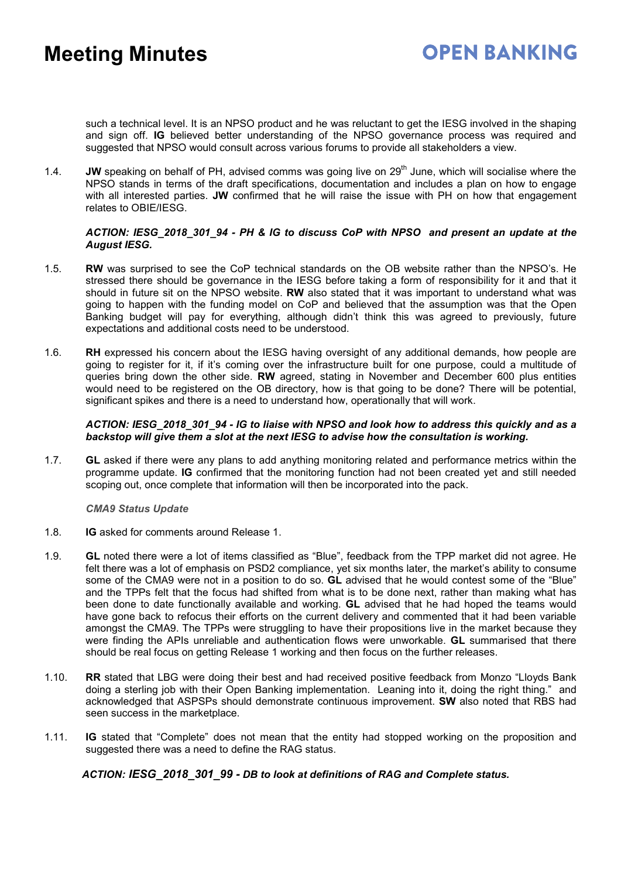such a technical level. It is an NPSO product and he was reluctant to get the IESG involved in the shaping and sign off. **IG** believed better understanding of the NPSO governance process was required and suggested that NPSO would consult across various forums to provide all stakeholders a view.

1.4. **JW** speaking on behalf of PH, advised comms was going live on 29th June, which will socialise where the NPSO stands in terms of the draft specifications, documentation and includes a plan on how to engage with all interested parties. **JW** confirmed that he will raise the issue with PH on how that engagement relates to OBIE/IESG.

***ACTION: IESG_2018_301_94 - PH & IG to discuss CoP with NPSO and present an update at the August IESG.***

1.5. **RW** was surprised to see the CoP technical standards on the OB website rather than the NPSO's. He stressed there should be governance in the IESG before taking a form of responsibility for it and that it should in future sit on the NPSO website. **RW** also stated that it was important to understand what was going to happen with the funding model on CoP and believed that the assumption was that the Open Banking budget will pay for everything, although didn't think this was agreed to previously, future expectations and additional costs need to be understood.

1.6. **RH** expressed his concern about the IESG having oversight of any additional demands, how people are going to register for it, if it's coming over the infrastructure built for one purpose, could a multitude of queries bring down the other side. **RW** agreed, stating in November and December 600 plus entities would need to be registered on the OB directory, how is that going to be done? There will be potential, significant spikes and there is a need to understand how, operationally that will work.

***ACTION: IESG_2018_301_94 - IG to liaise with NPSO and look how to address this quickly and as a backstop will give them a slot at the next IESG to advise how the consultation is working.***

1.7. **GL** asked if there were any plans to add anything monitoring related and performance metrics within the programme update. **IG** confirmed that the monitoring function had not been created yet and still needed scoping out, once complete that information will then be incorporated into the pack.

***CMA9 Status Update***

1.8. **IG** asked for comments around Release 1.

1.9. **GL** noted there were a lot of items classified as "Blue", feedback from the TPP market did not agree. He felt there was a lot of emphasis on PSD2 compliance, yet six months later, the market's ability to consume some of the CMA9 were not in a position to do so. **GL** advised that he would contest some of the "Blue" and the TPPs felt that the focus had shifted from what is to be done next, rather than making what has been done to date functionally available and working. **GL** advised that he had hoped the teams would have gone back to refocus their efforts on the current delivery and commented that it had been variable amongst the CMA9. The TPPs were struggling to have their propositions live in the market because they were finding the APIs unreliable and authentication flows were unworkable. **GL** summarised that there should be real focus on getting Release 1 working and then focus on the further releases.

1.10. **RR** stated that LBG were doing their best and had received positive feedback from Monzo "Lloyds Bank doing a sterling job with their Open Banking implementation. Leaning into it, doing the right thing." and acknowledged that ASPSPs should demonstrate continuous improvement. **SW** also noted that RBS had seen success in the marketplace.

1.11. **IG** stated that "Complete" does not mean that the entity had stopped working on the proposition and suggested there was a need to define the RAG status.

***ACTION: IESG_2018_301_99 - DB to look at definitions of RAG and Complete status.***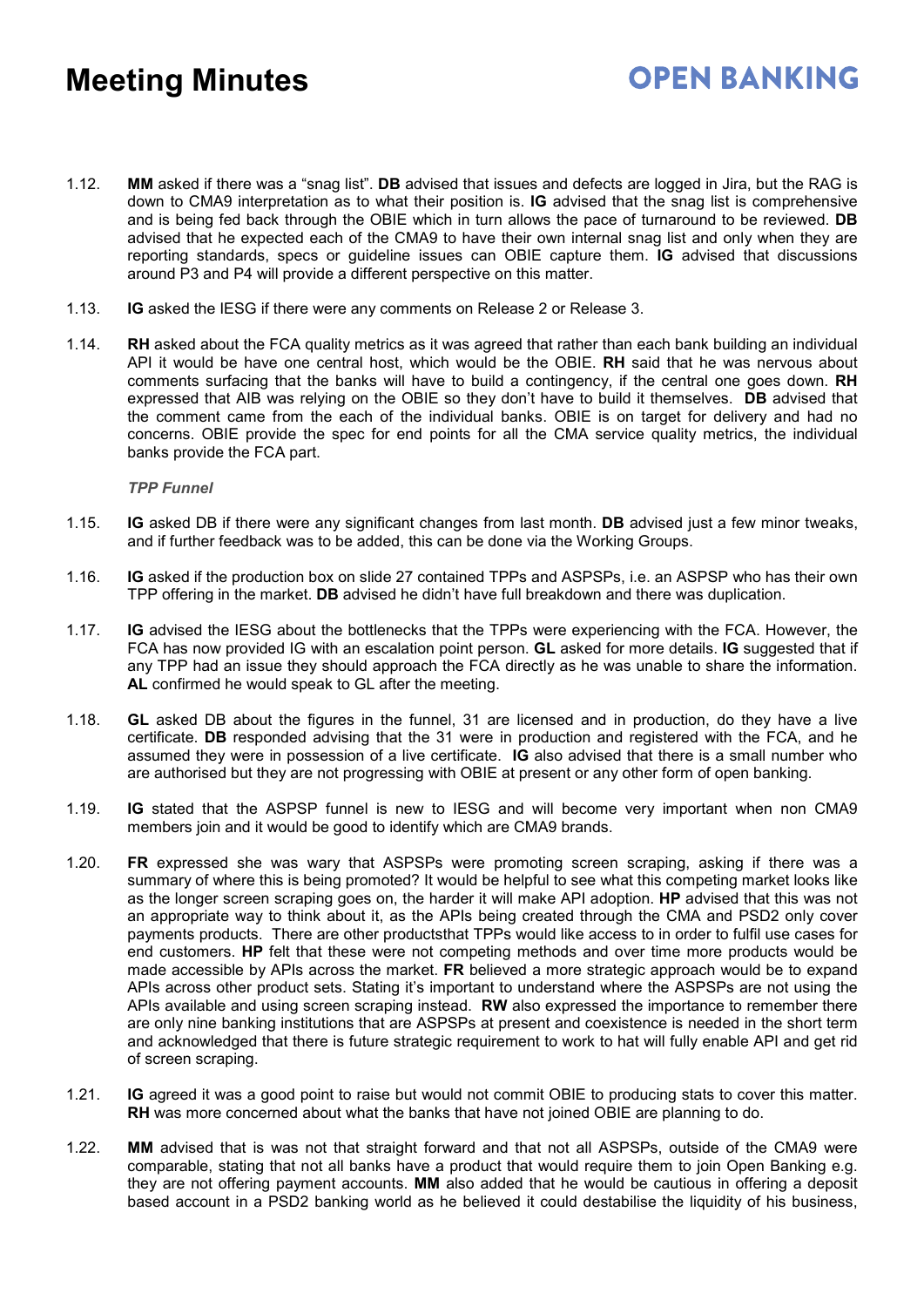1.12. **MM** asked if there was a "snag list". **DB** advised that issues and defects are logged in Jira, but the RAG is down to CMA9 interpretation as to what their position is. **IG** advised that the snag list is comprehensive and is being fed back through the OBIE which in turn allows the pace of turnaround to be reviewed. **DB** advised that he expected each of the CMA9 to have their own internal snag list and only when they are reporting standards, specs or guideline issues can OBIE capture them. **IG** advised that discussions around P3 and P4 will provide a different perspective on this matter.

1.13. **IG** asked the IESG if there were any comments on Release 2 or Release 3.

1.14. **RH** asked about the FCA quality metrics as it was agreed that rather than each bank building an individual API it would be have one central host, which would be the OBIE. **RH** said that he was nervous about comments surfacing that the banks will have to build a contingency, if the central one goes down. **RH** expressed that AIB was relying on the OBIE so they don't have to build it themselves. **DB** advised that the comment came from the each of the individual banks. OBIE is on target for delivery and had no concerns. OBIE provide the spec for end points for all the CMA service quality metrics, the individual banks provide the FCA part.

***TPP Funnel***

1.15. **IG** asked DB if there were any significant changes from last month. **DB** advised just a few minor tweaks, and if further feedback was to be added, this can be done via the Working Groups.

1.16. **IG** asked if the production box on slide 27 contained TPPs and ASPSPs, i.e. an ASPSP who has their own TPP offering in the market. **DB** advised he didn't have full breakdown and there was duplication.

1.17. **IG** advised the IESG about the bottlenecks that the TPPs were experiencing with the FCA. However, the FCA has now provided IG with an escalation point person. **GL** asked for more details. **IG** suggested that if any TPP had an issue they should approach the FCA directly as he was unable to share the information. **AL** confirmed he would speak to GL after the meeting.

1.18. **GL** asked DB about the figures in the funnel, 31 are licensed and in production, do they have a live certificate. **DB** responded advising that the 31 were in production and registered with the FCA, and he assumed they were in possession of a live certificate. **IG** also advised that there is a small number who are authorised but they are not progressing with OBIE at present or any other form of open banking.

1.19. **IG** stated that the ASPSP funnel is new to IESG and will become very important when non CMA9 members join and it would be good to identify which are CMA9 brands.

1.20. **FR** expressed she was wary that ASPSPs were promoting screen scraping, asking if there was a summary of where this is being promoted? It would be helpful to see what this competing market looks like as the longer screen scraping goes on, the harder it will make API adoption. **HP** advised that this was not an appropriate way to think about it, as the APIs being created through the CMA and PSD2 only cover payments products. There are other productsthat TPPs would like access to in order to fulfil use cases for end customers. **HP** felt that these were not competing methods and over time more products would be made accessible by APIs across the market. **FR** believed a more strategic approach would be to expand APIs across other product sets. Stating it's important to understand where the ASPSPs are not using the APIs available and using screen scraping instead. **RW** also expressed the importance to remember there are only nine banking institutions that are ASPSPs at present and coexistence is needed in the short term and acknowledged that there is future strategic requirement to work to hat will fully enable API and get rid of screen scraping.

1.21. **IG** agreed it was a good point to raise but would not commit OBIE to producing stats to cover this matter. **RH** was more concerned about what the banks that have not joined OBIE are planning to do.

1.22. **MM** advised that is was not that straight forward and that not all ASPSPs, outside of the CMA9 were comparable, stating that not all banks have a product that would require them to join Open Banking e.g. they are not offering payment accounts. **MM** also added that he would be cautious in offering a deposit based account in a PSD2 banking world as he believed it could destabilise the liquidity of his business,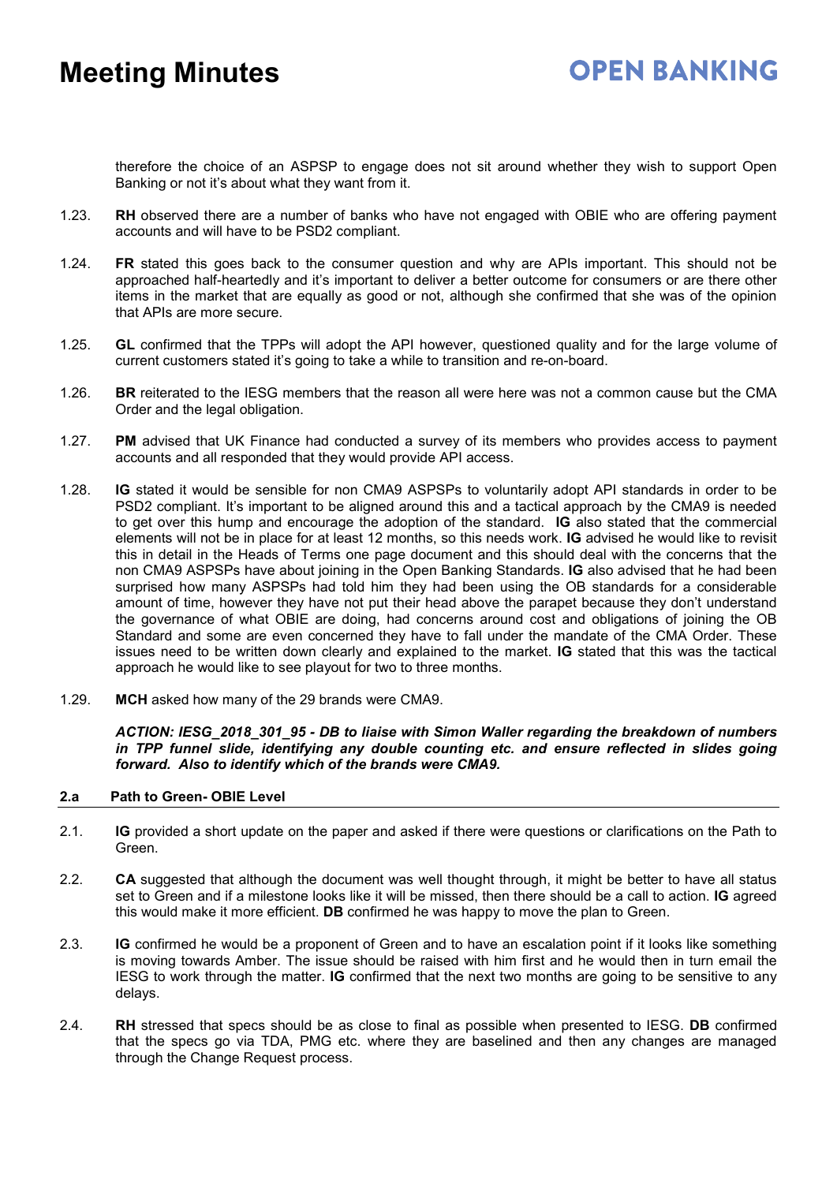therefore the choice of an ASPSP to engage does not sit around whether they wish to support Open Banking or not it's about what they want from it.

1.23. **RH** observed there are a number of banks who have not engaged with OBIE who are offering payment accounts and will have to be PSD2 compliant.

1.24. **FR** stated this goes back to the consumer question and why are APIs important. This should not be approached half-heartedly and it's important to deliver a better outcome for consumers or are there other items in the market that are equally as good or not, although she confirmed that she was of the opinion that APIs are more secure.

1.25. **GL** confirmed that the TPPs will adopt the API however, questioned quality and for the large volume of current customers stated it's going to take a while to transition and re-on-board.

1.26. **BR** reiterated to the IESG members that the reason all were here was not a common cause but the CMA Order and the legal obligation.

1.27. **PM** advised that UK Finance had conducted a survey of its members who provides access to payment accounts and all responded that they would provide API access.

1.28. **IG** stated it would be sensible for non CMA9 ASPSPs to voluntarily adopt API standards in order to be PSD2 compliant. It's important to be aligned around this and a tactical approach by the CMA9 is needed to get over this hump and encourage the adoption of the standard. **IG** also stated that the commercial elements will not be in place for at least 12 months, so this needs work. **IG** advised he would like to revisit this in detail in the Heads of Terms one page document and this should deal with the concerns that the non CMA9 ASPSPs have about joining in the Open Banking Standards. **IG** also advised that he had been surprised how many ASPSPs had told him they had been using the OB standards for a considerable amount of time, however they have not put their head above the parapet because they don't understand the governance of what OBIE are doing, had concerns around cost and obligations of joining the OB Standard and some are even concerned they have to fall under the mandate of the CMA Order. These issues need to be written down clearly and explained to the market. **IG** stated that this was the tactical approach he would like to see playout for two to three months.

1.29. **MCH** asked how many of the 29 brands were CMA9.

***ACTION: IESG_2018_301_95 - DB to liaise with Simon Waller regarding the breakdown of numbers in TPP funnel slide, identifying any double counting etc. and ensure reflected in slides going forward. Also to identify which of the brands were CMA9.***

## 2.a Path to Green- OBIE Level

2.1. **IG** provided a short update on the paper and asked if there were questions or clarifications on the Path to Green.

2.2. **CA** suggested that although the document was well thought through, it might be better to have all status set to Green and if a milestone looks like it will be missed, then there should be a call to action. **IG** agreed this would make it more efficient. **DB** confirmed he was happy to move the plan to Green.

2.3. **IG** confirmed he would be a proponent of Green and to have an escalation point if it looks like something is moving towards Amber. The issue should be raised with him first and he would then in turn email the IESG to work through the matter. **IG** confirmed that the next two months are going to be sensitive to any delays.

2.4. **RH** stressed that specs should be as close to final as possible when presented to IESG. **DB** confirmed that the specs go via TDA, PMG etc. where they are baselined and then any changes are managed through the Change Request process.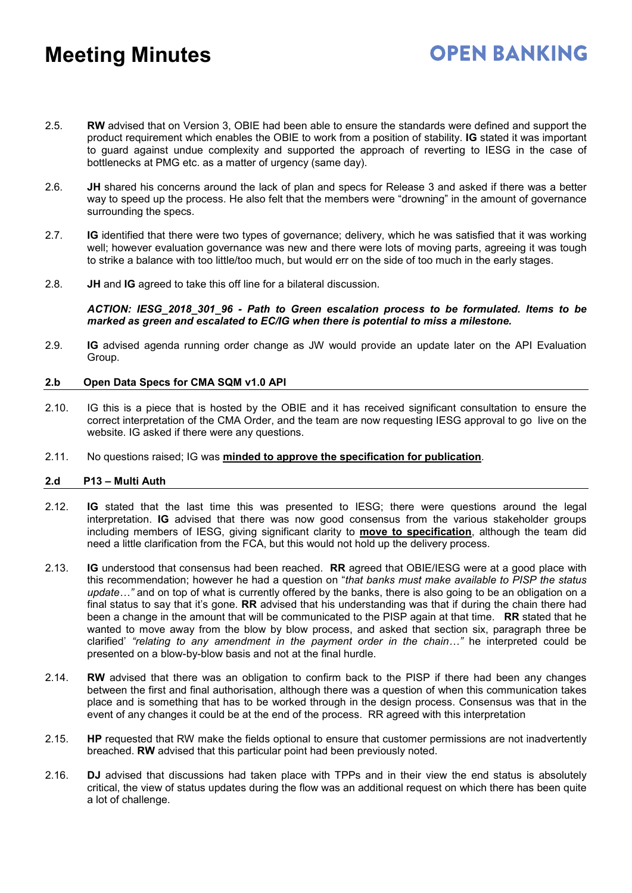2.5. **RW** advised that on Version 3, OBIE had been able to ensure the standards were defined and support the product requirement which enables the OBIE to work from a position of stability. **IG** stated it was important to guard against undue complexity and supported the approach of reverting to IESG in the case of bottlenecks at PMG etc. as a matter of urgency (same day).

2.6. **JH** shared his concerns around the lack of plan and specs for Release 3 and asked if there was a better way to speed up the process. He also felt that the members were "drowning" in the amount of governance surrounding the specs.

2.7. **IG** identified that there were two types of governance; delivery, which he was satisfied that it was working well; however evaluation governance was new and there were lots of moving parts, agreeing it was tough to strike a balance with too little/too much, but would err on the side of too much in the early stages.

2.8. **JH** and **IG** agreed to take this off line for a bilateral discussion.

***ACTION: IESG_2018_301_96 - Path to Green escalation process to be formulated. Items to be marked as green and escalated to EC/IG when there is potential to miss a milestone.***

2.9. **IG** advised agenda running order change as JW would provide an update later on the API Evaluation Group.

### 2.b Open Data Specs for CMA SQM v1.0 API

2.10. IG this is a piece that is hosted by the OBIE and it has received significant consultation to ensure the correct interpretation of the CMA Order, and the team are now requesting IESG approval to go live on the website. IG asked if there were any questions.

2.11. No questions raised; IG was **minded to approve the specification for publication**.

### 2.d P13 – Multi Auth

2.12. **IG** stated that the last time this was presented to IESG; there were questions around the legal interpretation. **IG** advised that there was now good consensus from the various stakeholder groups including members of IESG, giving significant clarity to **move to specification**, although the team did need a little clarification from the FCA, but this would not hold up the delivery process.

2.13. **IG** understood that consensus had been reached. **RR** agreed that OBIE/IESG were at a good place with this recommendation; however he had a question on "*that banks must make available to PISP the status update…"* and on top of what is currently offered by the banks, there is also going to be an obligation on a final status to say that it's gone. **RR** advised that his understanding was that if during the chain there had been a change in the amount that will be communicated to the PISP again at that time. **RR** stated that he wanted to move away from the blow by blow process, and asked that section six, paragraph three be clarified' *"relating to any amendment in the payment order in the chain…"* he interpreted could be presented on a blow-by-blow basis and not at the final hurdle.

2.14. **RW** advised that there was an obligation to confirm back to the PISP if there had been any changes between the first and final authorisation, although there was a question of when this communication takes place and is something that has to be worked through in the design process. Consensus was that in the event of any changes it could be at the end of the process. RR agreed with this interpretation

2.15. **HP** requested that RW make the fields optional to ensure that customer permissions are not inadvertently breached. **RW** advised that this particular point had been previously noted.

2.16. **DJ** advised that discussions had taken place with TPPs and in their view the end status is absolutely critical, the view of status updates during the flow was an additional request on which there has been quite a lot of challenge.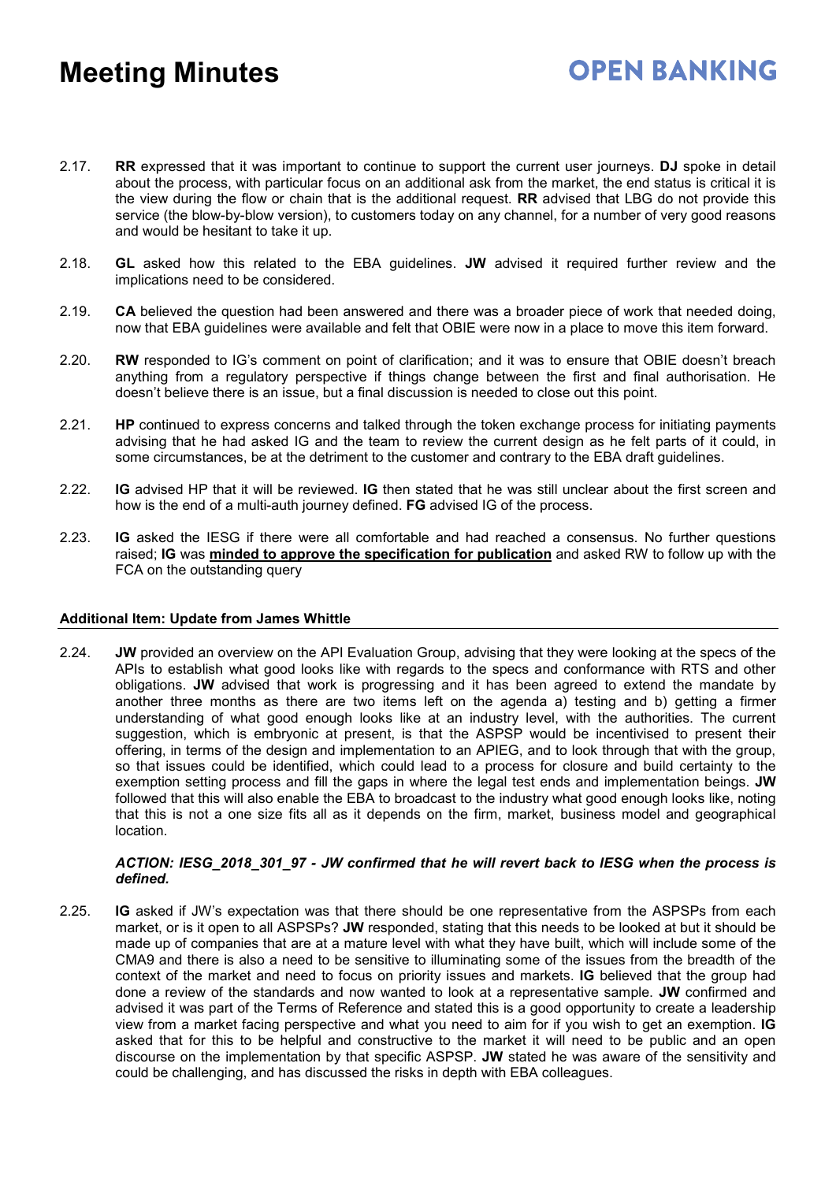2.17. **RR** expressed that it was important to continue to support the current user journeys. **DJ** spoke in detail about the process, with particular focus on an additional ask from the market, the end status is critical it is the view during the flow or chain that is the additional request. **RR** advised that LBG do not provide this service (the blow-by-blow version), to customers today on any channel, for a number of very good reasons and would be hesitant to take it up.

2.18. **GL** asked how this related to the EBA guidelines. **JW** advised it required further review and the implications need to be considered.

2.19. **CA** believed the question had been answered and there was a broader piece of work that needed doing, now that EBA guidelines were available and felt that OBIE were now in a place to move this item forward.

2.20. **RW** responded to IG's comment on point of clarification; and it was to ensure that OBIE doesn't breach anything from a regulatory perspective if things change between the first and final authorisation. He doesn't believe there is an issue, but a final discussion is needed to close out this point.

2.21. **HP** continued to express concerns and talked through the token exchange process for initiating payments advising that he had asked IG and the team to review the current design as he felt parts of it could, in some circumstances, be at the detriment to the customer and contrary to the EBA draft guidelines.

2.22. **IG** advised HP that it will be reviewed. **IG** then stated that he was still unclear about the first screen and how is the end of a multi-auth journey defined. **FG** advised IG of the process.

2.23. **IG** asked the IESG if there were all comfortable and had reached a consensus. No further questions raised; **IG** was **minded to approve the specification for publication** and asked RW to follow up with the FCA on the outstanding query

**Additional Item: Update from James Whittle**

2.24. **JW** provided an overview on the API Evaluation Group, advising that they were looking at the specs of the APIs to establish what good looks like with regards to the specs and conformance with RTS and other obligations. **JW** advised that work is progressing and it has been agreed to extend the mandate by another three months as there are two items left on the agenda a) testing and b) getting a firmer understanding of what good enough looks like at an industry level, with the authorities. The current suggestion, which is embryonic at present, is that the ASPSP would be incentivised to present their offering, in terms of the design and implementation to an APIEG, and to look through that with the group, so that issues could be identified, which could lead to a process for closure and build certainty to the exemption setting process and fill the gaps in where the legal test ends and implementation beings. **JW** followed that this will also enable the EBA to broadcast to the industry what good enough looks like, noting that this is not a one size fits all as it depends on the firm, market, business model and geographical location.

***ACTION: IESG_2018_301_97 - JW confirmed that he will revert back to IESG when the process is defined.***

2.25. **IG** asked if JW's expectation was that there should be one representative from the ASPSPs from each market, or is it open to all ASPSPs? **JW** responded, stating that this needs to be looked at but it should be made up of companies that are at a mature level with what they have built, which will include some of the CMA9 and there is also a need to be sensitive to illuminating some of the issues from the breadth of the context of the market and need to focus on priority issues and markets. **IG** believed that the group had done a review of the standards and now wanted to look at a representative sample. **JW** confirmed and advised it was part of the Terms of Reference and stated this is a good opportunity to create a leadership view from a market facing perspective and what you need to aim for if you wish to get an exemption. **IG** asked that for this to be helpful and constructive to the market it will need to be public and an open discourse on the implementation by that specific ASPSP. **JW** stated he was aware of the sensitivity and could be challenging, and has discussed the risks in depth with EBA colleagues.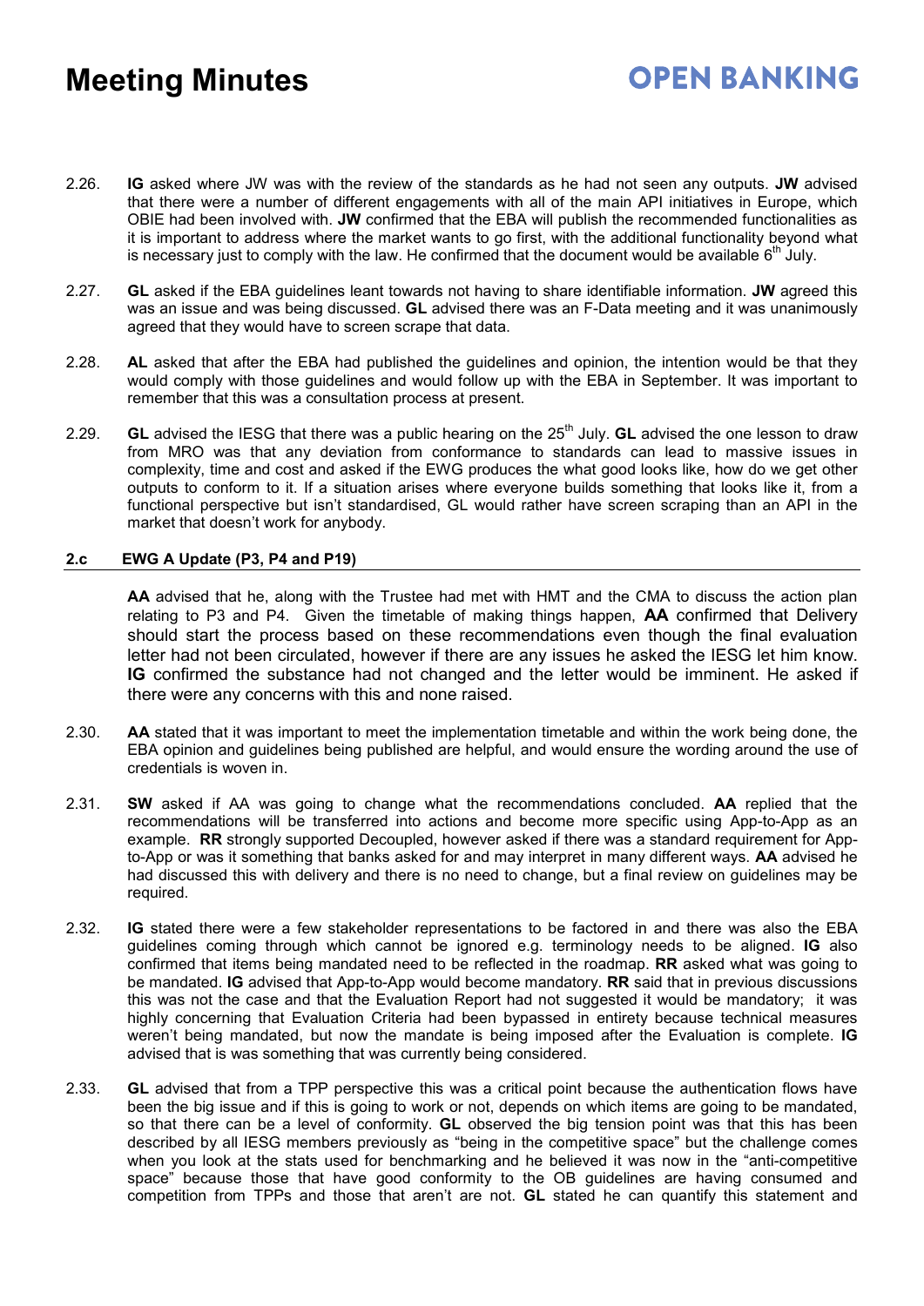2.26. **IG** asked where JW was with the review of the standards as he had not seen any outputs. **JW** advised that there were a number of different engagements with all of the main API initiatives in Europe, which OBIE had been involved with. **JW** confirmed that the EBA will publish the recommended functionalities as it is important to address where the market wants to go first, with the additional functionality beyond what is necessary just to comply with the law. He confirmed that the document would be available 6th July.

2.27. **GL** asked if the EBA guidelines leant towards not having to share identifiable information. **JW** agreed this was an issue and was being discussed. **GL** advised there was an F-Data meeting and it was unanimously agreed that they would have to screen scrape that data.

2.28. **AL** asked that after the EBA had published the guidelines and opinion, the intention would be that they would comply with those guidelines and would follow up with the EBA in September. It was important to remember that this was a consultation process at present.

2.29. **GL** advised the IESG that there was a public hearing on the 25th July. **GL** advised the one lesson to draw from MRO was that any deviation from conformance to standards can lead to massive issues in complexity, time and cost and asked if the EWG produces the what good looks like, how do we get other outputs to conform to it. If a situation arises where everyone builds something that looks like it, from a functional perspective but isn't standardised, GL would rather have screen scraping than an API in the market that doesn't work for anybody.

## 2.c EWG A Update (P3, P4 and P19)

**AA** advised that he, along with the Trustee had met with HMT and the CMA to discuss the action plan relating to P3 and P4. Given the timetable of making things happen, **AA** confirmed that Delivery should start the process based on these recommendations even though the final evaluation letter had not been circulated, however if there are any issues he asked the IESG let him know. **IG** confirmed the substance had not changed and the letter would be imminent. He asked if there were any concerns with this and none raised.

2.30. **AA** stated that it was important to meet the implementation timetable and within the work being done, the EBA opinion and guidelines being published are helpful, and would ensure the wording around the use of credentials is woven in.

2.31. **SW** asked if AA was going to change what the recommendations concluded. **AA** replied that the recommendations will be transferred into actions and become more specific using App-to-App as an example. **RR** strongly supported Decoupled, however asked if there was a standard requirement for App-to-App or was it something that banks asked for and may interpret in many different ways. **AA** advised he had discussed this with delivery and there is no need to change, but a final review on guidelines may be required.

2.32. **IG** stated there were a few stakeholder representations to be factored in and there was also the EBA guidelines coming through which cannot be ignored e.g. terminology needs to be aligned. **IG** also confirmed that items being mandated need to be reflected in the roadmap. **RR** asked what was going to be mandated. **IG** advised that App-to-App would become mandatory. **RR** said that in previous discussions this was not the case and that the Evaluation Report had not suggested it would be mandatory; it was highly concerning that Evaluation Criteria had been bypassed in entirety because technical measures weren't being mandated, but now the mandate is being imposed after the Evaluation is complete. **IG** advised that is was something that was currently being considered.

2.33. **GL** advised that from a TPP perspective this was a critical point because the authentication flows have been the big issue and if this is going to work or not, depends on which items are going to be mandated, so that there can be a level of conformity. **GL** observed the big tension point was that this has been described by all IESG members previously as "being in the competitive space" but the challenge comes when you look at the stats used for benchmarking and he believed it was now in the "anti-competitive space" because those that have good conformity to the OB guidelines are having consumed and competition from TPPs and those that aren't are not. **GL** stated he can quantify this statement and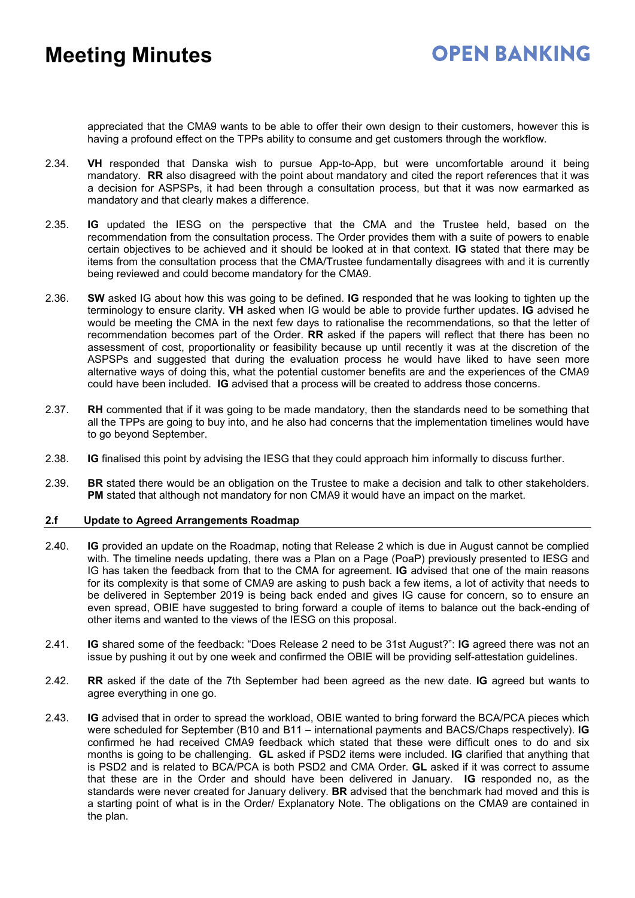appreciated that the CMA9 wants to be able to offer their own design to their customers, however this is having a profound effect on the TPPs ability to consume and get customers through the workflow.

2.34. **VH** responded that Danska wish to pursue App-to-App, but were uncomfortable around it being mandatory. **RR** also disagreed with the point about mandatory and cited the report references that it was a decision for ASPSPs, it had been through a consultation process, but that it was now earmarked as mandatory and that clearly makes a difference.

2.35. **IG** updated the IESG on the perspective that the CMA and the Trustee held, based on the recommendation from the consultation process. The Order provides them with a suite of powers to enable certain objectives to be achieved and it should be looked at in that context. **IG** stated that there may be items from the consultation process that the CMA/Trustee fundamentally disagrees with and it is currently being reviewed and could become mandatory for the CMA9.

2.36. **SW** asked IG about how this was going to be defined. **IG** responded that he was looking to tighten up the terminology to ensure clarity. **VH** asked when IG would be able to provide further updates. **IG** advised he would be meeting the CMA in the next few days to rationalise the recommendations, so that the letter of recommendation becomes part of the Order. **RR** asked if the papers will reflect that there has been no assessment of cost, proportionality or feasibility because up until recently it was at the discretion of the ASPSPs and suggested that during the evaluation process he would have liked to have seen more alternative ways of doing this, what the potential customer benefits are and the experiences of the CMA9 could have been included. **IG** advised that a process will be created to address those concerns.

2.37. **RH** commented that if it was going to be made mandatory, then the standards need to be something that all the TPPs are going to buy into, and he also had concerns that the implementation timelines would have to go beyond September.

2.38. **IG** finalised this point by advising the IESG that they could approach him informally to discuss further.

2.39. **BR** stated there would be an obligation on the Trustee to make a decision and talk to other stakeholders. **PM** stated that although not mandatory for non CMA9 it would have an impact on the market.

### 2.f Update to Agreed Arrangements Roadmap

2.40. **IG** provided an update on the Roadmap, noting that Release 2 which is due in August cannot be complied with. The timeline needs updating, there was a Plan on a Page (PoaP) previously presented to IESG and IG has taken the feedback from that to the CMA for agreement. **IG** advised that one of the main reasons for its complexity is that some of CMA9 are asking to push back a few items, a lot of activity that needs to be delivered in September 2019 is being back ended and gives IG cause for concern, so to ensure an even spread, OBIE have suggested to bring forward a couple of items to balance out the back-ending of other items and wanted to the views of the IESG on this proposal.

2.41. **IG** shared some of the feedback: "Does Release 2 need to be 31st August?": **IG** agreed there was not an issue by pushing it out by one week and confirmed the OBIE will be providing self-attestation guidelines.

2.42. **RR** asked if the date of the 7th September had been agreed as the new date. **IG** agreed but wants to agree everything in one go.

2.43. **IG** advised that in order to spread the workload, OBIE wanted to bring forward the BCA/PCA pieces which were scheduled for September (B10 and B11 – international payments and BACS/Chaps respectively). **IG** confirmed he had received CMA9 feedback which stated that these were difficult ones to do and six months is going to be challenging. **GL** asked if PSD2 items were included. **IG** clarified that anything that is PSD2 and is related to BCA/PCA is both PSD2 and CMA Order. **GL** asked if it was correct to assume that these are in the Order and should have been delivered in January. **IG** responded no, as the standards were never created for January delivery. **BR** advised that the benchmark had moved and this is a starting point of what is in the Order/ Explanatory Note. The obligations on the CMA9 are contained in the plan.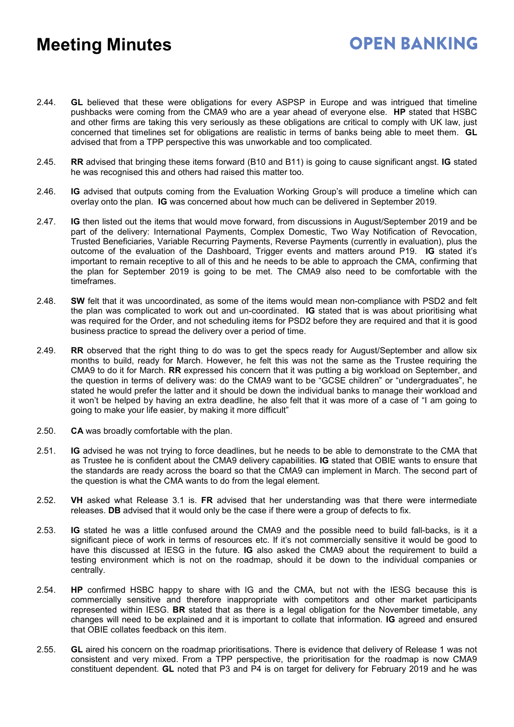2.44. **GL** believed that these were obligations for every ASPSP in Europe and was intrigued that timeline pushbacks were coming from the CMA9 who are a year ahead of everyone else. **HP** stated that HSBC and other firms are taking this very seriously as these obligations are critical to comply with UK law, just concerned that timelines set for obligations are realistic in terms of banks being able to meet them. **GL** advised that from a TPP perspective this was unworkable and too complicated.

2.45. **RR** advised that bringing these items forward (B10 and B11) is going to cause significant angst. **IG** stated he was recognised this and others had raised this matter too.

2.46. **IG** advised that outputs coming from the Evaluation Working Group's will produce a timeline which can overlay onto the plan. **IG** was concerned about how much can be delivered in September 2019.

2.47. **IG** then listed out the items that would move forward, from discussions in August/September 2019 and be part of the delivery: International Payments, Complex Domestic, Two Way Notification of Revocation, Trusted Beneficiaries, Variable Recurring Payments, Reverse Payments (currently in evaluation), plus the outcome of the evaluation of the Dashboard, Trigger events and matters around P19. **IG** stated it's important to remain receptive to all of this and he needs to be able to approach the CMA, confirming that the plan for September 2019 is going to be met. The CMA9 also need to be comfortable with the timeframes.

2.48. **SW** felt that it was uncoordinated, as some of the items would mean non-compliance with PSD2 and felt the plan was complicated to work out and un-coordinated. **IG** stated that is was about prioritising what was required for the Order, and not scheduling items for PSD2 before they are required and that it is good business practice to spread the delivery over a period of time.

2.49. **RR** observed that the right thing to do was to get the specs ready for August/September and allow six months to build, ready for March. However, he felt this was not the same as the Trustee requiring the CMA9 to do it for March. **RR** expressed his concern that it was putting a big workload on September, and the question in terms of delivery was: do the CMA9 want to be "GCSE children" or "undergraduates", he stated he would prefer the latter and it should be down the individual banks to manage their workload and it won't be helped by having an extra deadline, he also felt that it was more of a case of "I am going to going to make your life easier, by making it more difficult"

2.50. **CA** was broadly comfortable with the plan.

2.51. **IG** advised he was not trying to force deadlines, but he needs to be able to demonstrate to the CMA that as Trustee he is confident about the CMA9 delivery capabilities. **IG** stated that OBIE wants to ensure that the standards are ready across the board so that the CMA9 can implement in March. The second part of the question is what the CMA wants to do from the legal element.

2.52. **VH** asked what Release 3.1 is. **FR** advised that her understanding was that there were intermediate releases. **DB** advised that it would only be the case if there were a group of defects to fix.

2.53. **IG** stated he was a little confused around the CMA9 and the possible need to build fall-backs, is it a significant piece of work in terms of resources etc. If it's not commercially sensitive it would be good to have this discussed at IESG in the future. **IG** also asked the CMA9 about the requirement to build a testing environment which is not on the roadmap, should it be down to the individual companies or centrally.

2.54. **HP** confirmed HSBC happy to share with IG and the CMA, but not with the IESG because this is commercially sensitive and therefore inappropriate with competitors and other market participants represented within IESG. **BR** stated that as there is a legal obligation for the November timetable, any changes will need to be explained and it is important to collate that information. **IG** agreed and ensured that OBIE collates feedback on this item.

2.55. **GL** aired his concern on the roadmap prioritisations. There is evidence that delivery of Release 1 was not consistent and very mixed. From a TPP perspective, the prioritisation for the roadmap is now CMA9 constituent dependent. **GL** noted that P3 and P4 is on target for delivery for February 2019 and he was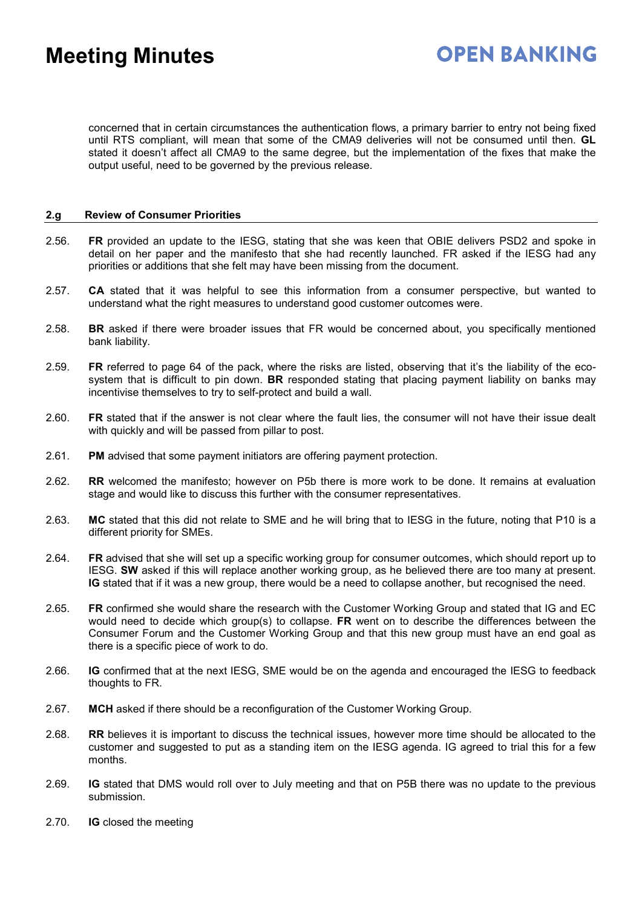concerned that in certain circumstances the authentication flows, a primary barrier to entry not being fixed until RTS compliant, will mean that some of the CMA9 deliveries will not be consumed until then. **GL** stated it doesn't affect all CMA9 to the same degree, but the implementation of the fixes that make the output useful, need to be governed by the previous release.

## 2.g Review of Consumer Priorities

2.56. **FR** provided an update to the IESG, stating that she was keen that OBIE delivers PSD2 and spoke in detail on her paper and the manifesto that she had recently launched. FR asked if the IESG had any priorities or additions that she felt may have been missing from the document.

2.57. **CA** stated that it was helpful to see this information from a consumer perspective, but wanted to understand what the right measures to understand good customer outcomes were.

2.58. **BR** asked if there were broader issues that FR would be concerned about, you specifically mentioned bank liability.

2.59. **FR** referred to page 64 of the pack, where the risks are listed, observing that it's the liability of the eco-system that is difficult to pin down. **BR** responded stating that placing payment liability on banks may incentivise themselves to try to self-protect and build a wall.

2.60. **FR** stated that if the answer is not clear where the fault lies, the consumer will not have their issue dealt with quickly and will be passed from pillar to post.

2.61. **PM** advised that some payment initiators are offering payment protection.

2.62. **RR** welcomed the manifesto; however on P5b there is more work to be done. It remains at evaluation stage and would like to discuss this further with the consumer representatives.

2.63. **MC** stated that this did not relate to SME and he will bring that to IESG in the future, noting that P10 is a different priority for SMEs.

2.64. **FR** advised that she will set up a specific working group for consumer outcomes, which should report up to IESG. **SW** asked if this will replace another working group, as he believed there are too many at present. **IG** stated that if it was a new group, there would be a need to collapse another, but recognised the need.

2.65. **FR** confirmed she would share the research with the Customer Working Group and stated that IG and EC would need to decide which group(s) to collapse. **FR** went on to describe the differences between the Consumer Forum and the Customer Working Group and that this new group must have an end goal as there is a specific piece of work to do.

2.66. **IG** confirmed that at the next IESG, SME would be on the agenda and encouraged the IESG to feedback thoughts to FR.

2.67. **MCH** asked if there should be a reconfiguration of the Customer Working Group.

2.68. **RR** believes it is important to discuss the technical issues, however more time should be allocated to the customer and suggested to put as a standing item on the IESG agenda. IG agreed to trial this for a few months.

2.69. **IG** stated that DMS would roll over to July meeting and that on P5B there was no update to the previous submission.

2.70. **IG** closed the meeting